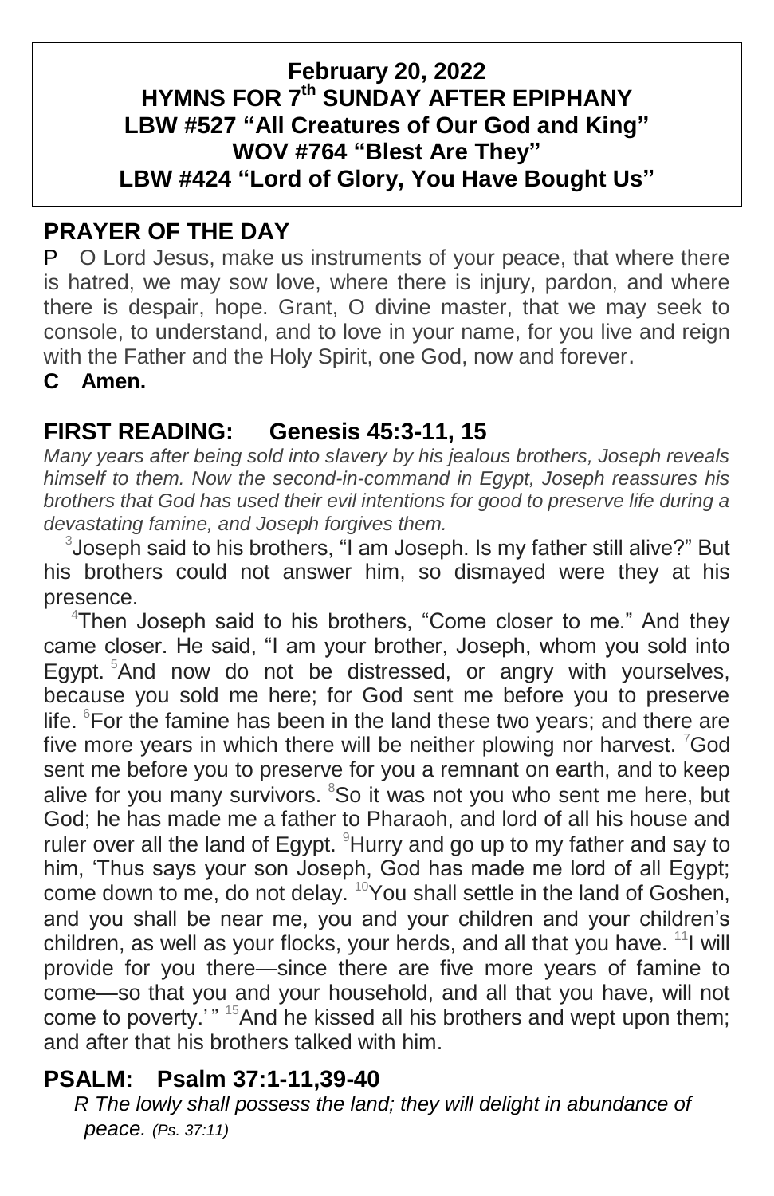**February 20, 2022**
**HYMNS FOR 7th SUNDAY AFTER EPIPHANY**
**LBW #527 "All Creatures of Our God and King"**
**WOV #764 "Blest Are They"**
**LBW #424 "Lord of Glory, You Have Bought Us"**

## PRAYER OF THE DAY

P O Lord Jesus, make us instruments of your peace, that where there is hatred, we may sow love, where there is injury, pardon, and where there is despair, hope. Grant, O divine master, that we may seek to console, to understand, and to love in your name, for you live and reign with the Father and the Holy Spirit, one God, now and forever.

**C Amen.**

## FIRST READING: Genesis 45:3-11, 15

*Many years after being sold into slavery by his jealous brothers, Joseph reveals himself to them. Now the second-in-command in Egypt, Joseph reassures his brothers that God has used their evil intentions for good to preserve life during a devastating famine, and Joseph forgives them.*

[3]Joseph said to his brothers, "I am Joseph. Is my father still alive?" But his brothers could not answer him, so dismayed were they at his presence.

[4]Then Joseph said to his brothers, "Come closer to me." And they came closer. He said, "I am your brother, Joseph, whom you sold into Egypt. [5]And now do not be distressed, or angry with yourselves, because you sold me here; for God sent me before you to preserve life. [6]For the famine has been in the land these two years; and there are five more years in which there will be neither plowing nor harvest. [7]God sent me before you to preserve for you a remnant on earth, and to keep alive for you many survivors. [8]So it was not you who sent me here, but God; he has made me a father to Pharaoh, and lord of all his house and ruler over all the land of Egypt. [9]Hurry and go up to my father and say to him, 'Thus says your son Joseph, God has made me lord of all Egypt; come down to me, do not delay. [10]You shall settle in the land of Goshen, and you shall be near me, you and your children and your children's children, as well as your flocks, your herds, and all that you have. [11]I will provide for you there—since there are five more years of famine to come—so that you and your household, and all that you have, will not come to poverty.'" [15]And he kissed all his brothers and wept upon them; and after that his brothers talked with him.

## PSALM: Psalm 37:1-11,39-40

*R The lowly shall possess the land; they will delight in abundance of peace. (Ps. 37:11)*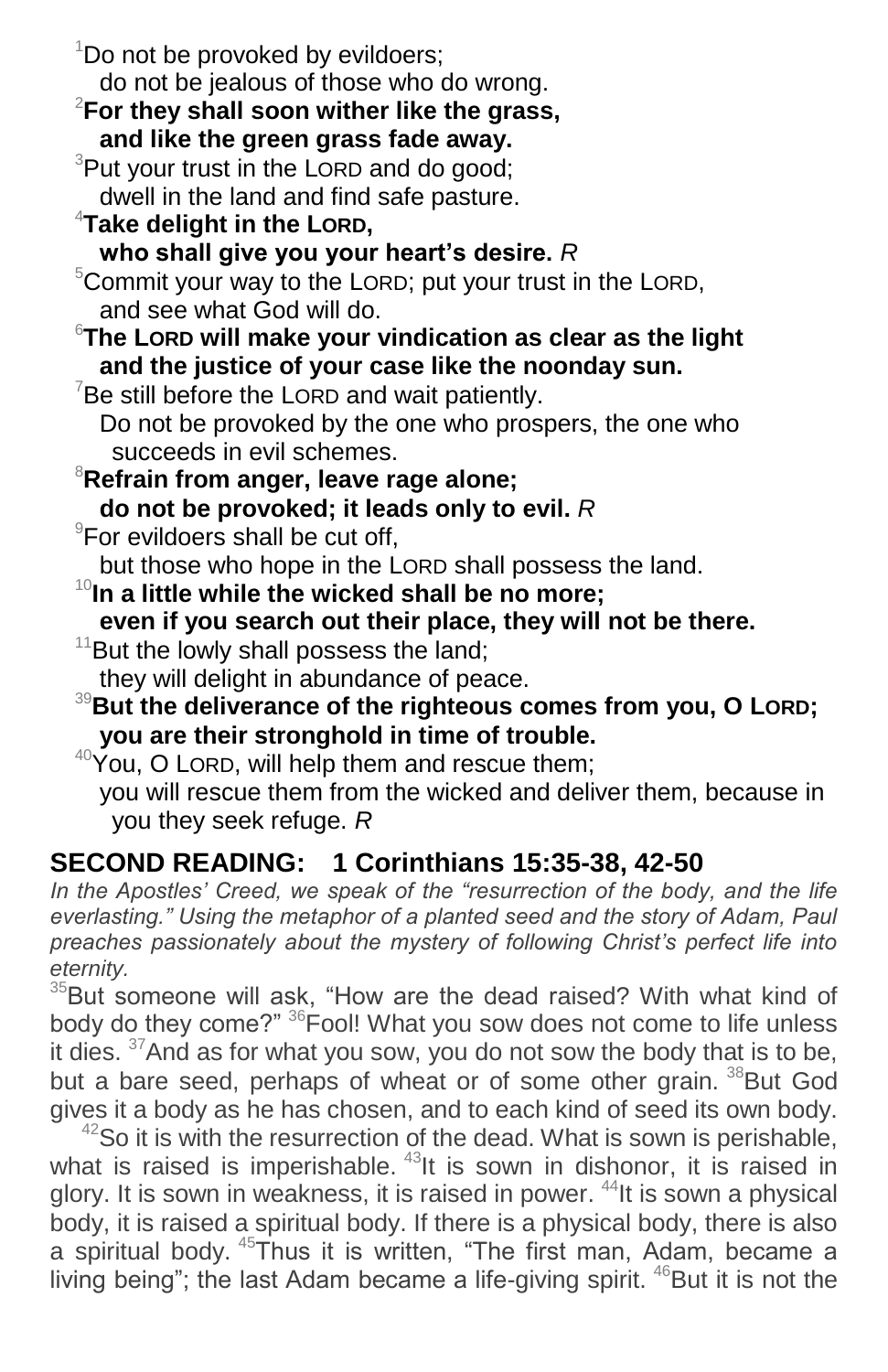[1]Do not be provoked by evildoers;
do not be jealous of those who do wrong.

[2]**For they shall soon wither like the grass,
and like the green grass fade away.**

[3]Put your trust in the LORD and do good;
dwell in the land and find safe pasture.

[4]**Take delight in the LORD,
who shall give you your heart's desire.** *R*

[5]Commit your way to the LORD; put your trust in the LORD,
and see what God will do.

[6]**The LORD will make your vindication as clear as the light
and the justice of your case like the noonday sun.**

[7]Be still before the LORD and wait patiently.
Do not be provoked by the one who prospers, the one who succeeds in evil schemes.

[8]**Refrain from anger, leave rage alone;
do not be provoked; it leads only to evil.** *R*

[9]For evildoers shall be cut off,
but those who hope in the LORD shall possess the land.

[10]**In a little while the wicked shall be no more;
even if you search out their place, they will not be there.**

[11]But the lowly shall possess the land;
they will delight in abundance of peace.

[39]**But the deliverance of the righteous comes from you, O LORD;
you are their stronghold in time of trouble.**

[40]You, O LORD, will help them and rescue them;
you will rescue them from the wicked and deliver them, because in you they seek refuge. *R*

## SECOND READING: 1 Corinthians 15:35-38, 42-50

*In the Apostles' Creed, we speak of the "resurrection of the body, and the life everlasting." Using the metaphor of a planted seed and the story of Adam, Paul preaches passionately about the mystery of following Christ's perfect life into eternity.*

[35]But someone will ask, "How are the dead raised? With what kind of body do they come?" [36]Fool! What you sow does not come to life unless it dies. [37]And as for what you sow, you do not sow the body that is to be, but a bare seed, perhaps of wheat or of some other grain. [38]But God gives it a body as he has chosen, and to each kind of seed its own body.

[42]So it is with the resurrection of the dead. What is sown is perishable, what is raised is imperishable. [43]It is sown in dishonor, it is raised in glory. It is sown in weakness, it is raised in power. [44]It is sown a physical body, it is raised a spiritual body. If there is a physical body, there is also a spiritual body. [45]Thus it is written, "The first man, Adam, became a living being"; the last Adam became a life-giving spirit. [46]But it is not the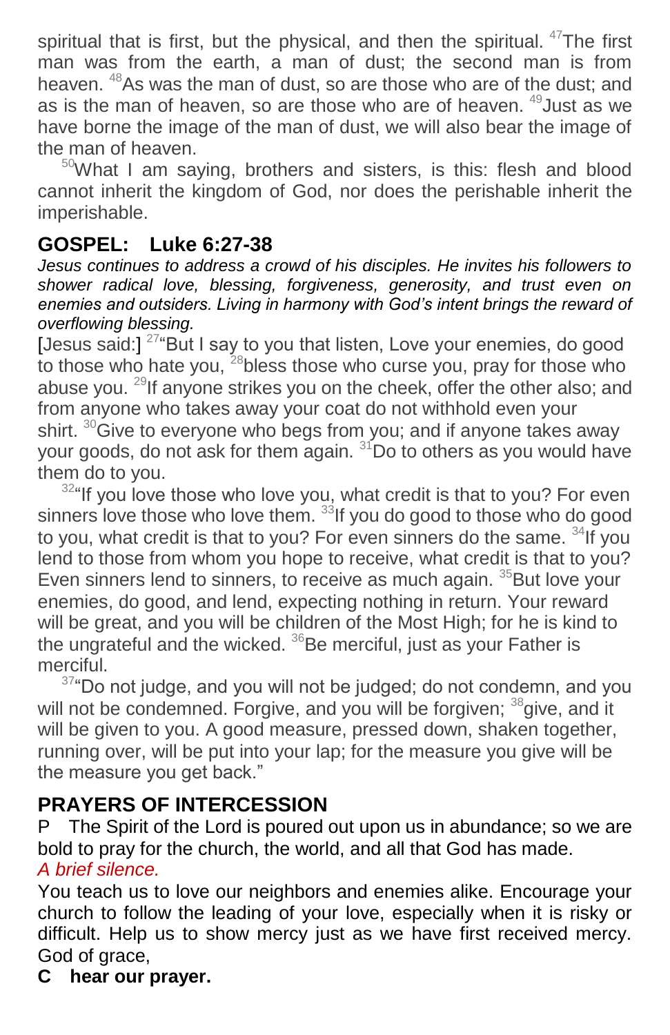spiritual that is first, but the physical, and then the spiritual. [47]The first man was from the earth, a man of dust; the second man is from heaven. [48]As was the man of dust, so are those who are of the dust; and as is the man of heaven, so are those who are of heaven. [49]Just as we have borne the image of the man of dust, we will also bear the image of the man of heaven.

[50]What I am saying, brothers and sisters, is this: flesh and blood cannot inherit the kingdom of God, nor does the perishable inherit the imperishable.

## GOSPEL: Luke 6:27-38

*Jesus continues to address a crowd of his disciples. He invites his followers to shower radical love, blessing, forgiveness, generosity, and trust even on enemies and outsiders. Living in harmony with God's intent brings the reward of overflowing blessing.*

[Jesus said:] [27]"But I say to you that listen, Love your enemies, do good to those who hate you, [28]bless those who curse you, pray for those who abuse you. [29]If anyone strikes you on the cheek, offer the other also; and from anyone who takes away your coat do not withhold even your shirt. [30]Give to everyone who begs from you; and if anyone takes away your goods, do not ask for them again. [31]Do to others as you would have them do to you.

[32]"If you love those who love you, what credit is that to you? For even sinners love those who love them. [33]If you do good to those who do good to you, what credit is that to you? For even sinners do the same. [34]If you lend to those from whom you hope to receive, what credit is that to you? Even sinners lend to sinners, to receive as much again. [35]But love your enemies, do good, and lend, expecting nothing in return. Your reward will be great, and you will be children of the Most High; for he is kind to the ungrateful and the wicked. [36]Be merciful, just as your Father is merciful.

[37]"Do not judge, and you will not be judged; do not condemn, and you will not be condemned. Forgive, and you will be forgiven; [38]give, and it will be given to you. A good measure, pressed down, shaken together, running over, will be put into your lap; for the measure you give will be the measure you get back."

## PRAYERS OF INTERCESSION

P The Spirit of the Lord is poured out upon us in abundance; so we are bold to pray for the church, the world, and all that God has made.

*A brief silence.*

You teach us to love our neighbors and enemies alike. Encourage your church to follow the leading of your love, especially when it is risky or difficult. Help us to show mercy just as we have first received mercy. God of grace,

**C hear our prayer.**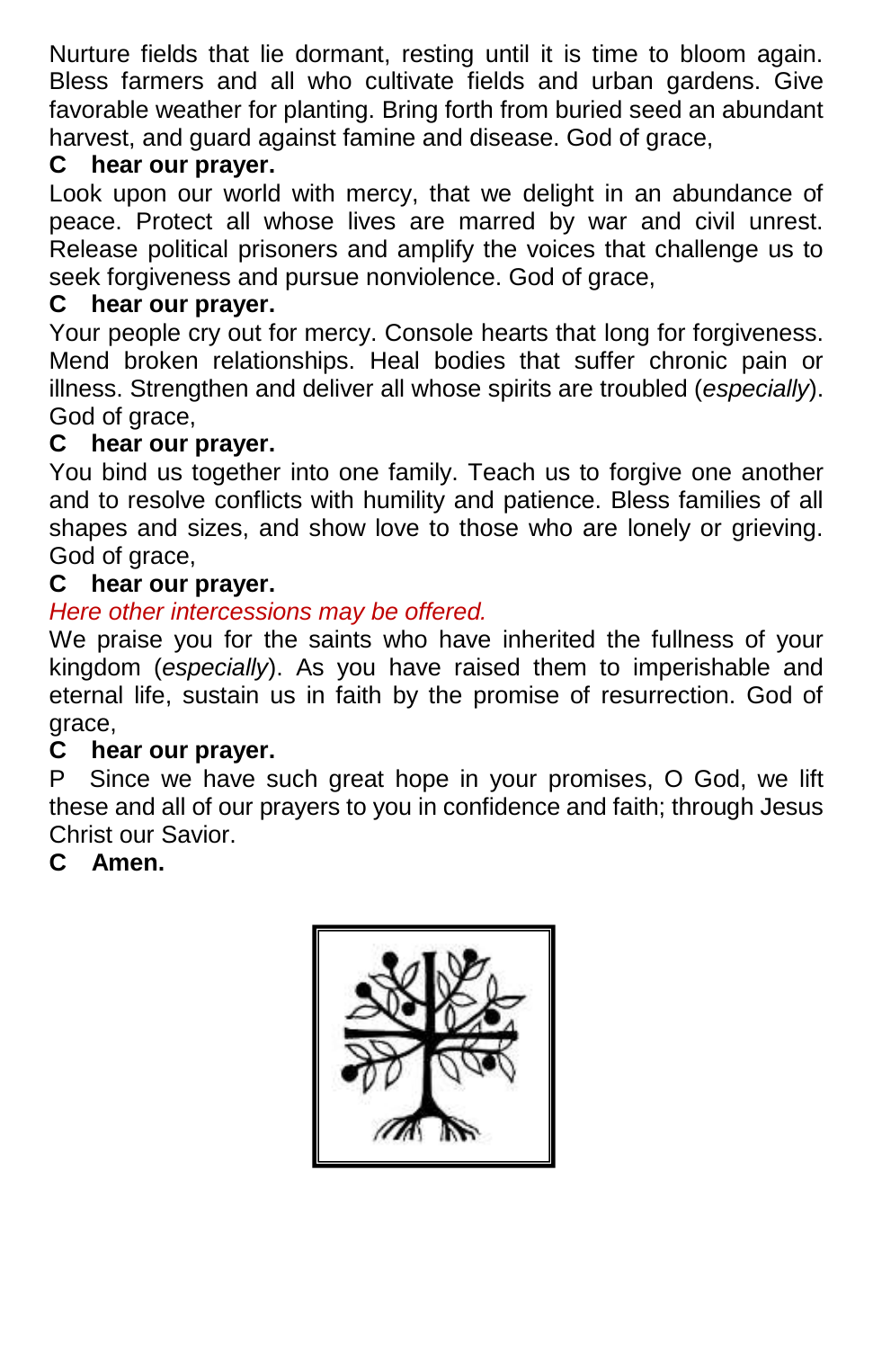Nurture fields that lie dormant, resting until it is time to bloom again. Bless farmers and all who cultivate fields and urban gardens. Give favorable weather for planting. Bring forth from buried seed an abundant harvest, and guard against famine and disease. God of grace,

**C hear our prayer.**

Look upon our world with mercy, that we delight in an abundance of peace. Protect all whose lives are marred by war and civil unrest. Release political prisoners and amplify the voices that challenge us to seek forgiveness and pursue nonviolence. God of grace,

**C hear our prayer.**

Your people cry out for mercy. Console hearts that long for forgiveness. Mend broken relationships. Heal bodies that suffer chronic pain or illness. Strengthen and deliver all whose spirits are troubled (*especially*). God of grace,

**C hear our prayer.**

You bind us together into one family. Teach us to forgive one another and to resolve conflicts with humility and patience. Bless families of all shapes and sizes, and show love to those who are lonely or grieving. God of grace,

**C hear our prayer.**

*Here other intercessions may be offered.*

We praise you for the saints who have inherited the fullness of your kingdom (*especially*). As you have raised them to imperishable and eternal life, sustain us in faith by the promise of resurrection. God of grace,

**C hear our prayer.**

P Since we have such great hope in your promises, O God, we lift these and all of our prayers to you in confidence and faith; through Jesus Christ our Savior.

**C Amen.**